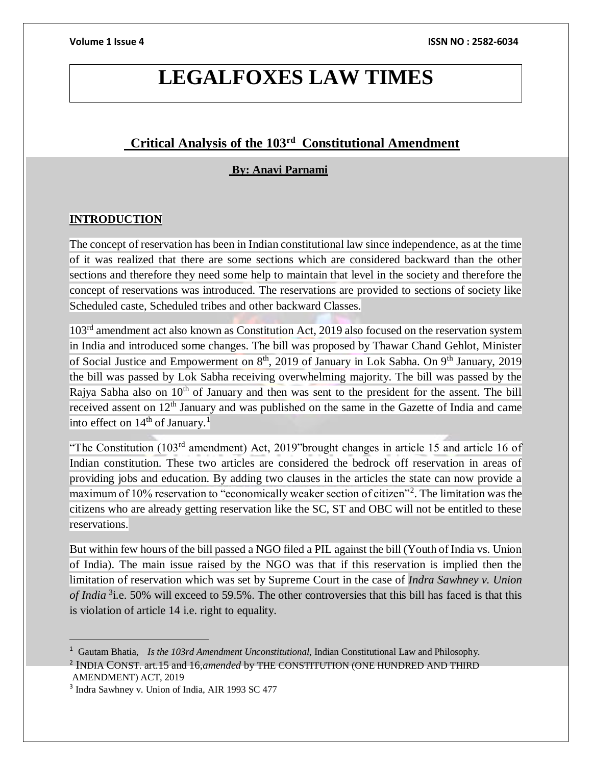# LEGALFOXES LAW TIMES

## Critical Analysis of the 103rd Constitutional Amendment

**By: Anavi Parnami**

### INTRODUCTION

The concept of reservation has been in Indian constitutional law since independence, as at the time of it was realized that there are some sections which are considered backward than the other sections and therefore they need some help to maintain that level in the society and therefore the concept of reservations was introduced. The reservations are provided to sections of society like Scheduled caste, Scheduled tribes and other backward Classes.

103rd amendment act also known as Constitution Act, 2019 also focused on the reservation system in India and introduced some changes. The bill was proposed by Thawar Chand Gehlot, Minister of Social Justice and Empowerment on 8th, 2019 of January in Lok Sabha. On 9th January, 2019 the bill was passed by Lok Sabha receiving overwhelming majority. The bill was passed by the Rajya Sabha also on 10th of January and then was sent to the president for the assent. The bill received assent on 12th January and was published on the same in the Gazette of India and came into effect on 14th of January.[1]

"The Constitution (103rd amendment) Act, 2019"brought changes in article 15 and article 16 of Indian constitution. These two articles are considered the bedrock off reservation in areas of providing jobs and education. By adding two clauses in the articles the state can now provide a maximum of 10% reservation to "economically weaker section of citizen"[2]. The limitation was the citizens who are already getting reservation like the SC, ST and OBC will not be entitled to these reservations.

But within few hours of the bill passed a NGO filed a PIL against the bill (Youth of India vs. Union of India). The main issue raised by the NGO was that if this reservation is implied then the limitation of reservation which was set by Supreme Court in the case of *Indra Sawhney v. Union of India* [3]i.e. 50% will exceed to 59.5%. The other controversies that this bill has faced is that this is violation of article 14 i.e. right to equality.

---

[1] Gautam Bhatia, *Is the 103rd Amendment Unconstitutional,* Indian Constitutional Law and Philosophy.

[2] INDIA CONST. art.15 and 16,*amended* by THE CONSTITUTION (ONE HUNDRED AND THIRD AMENDMENT) ACT, 2019

[3] Indra Sawhney v. Union of India, AIR 1993 SC 477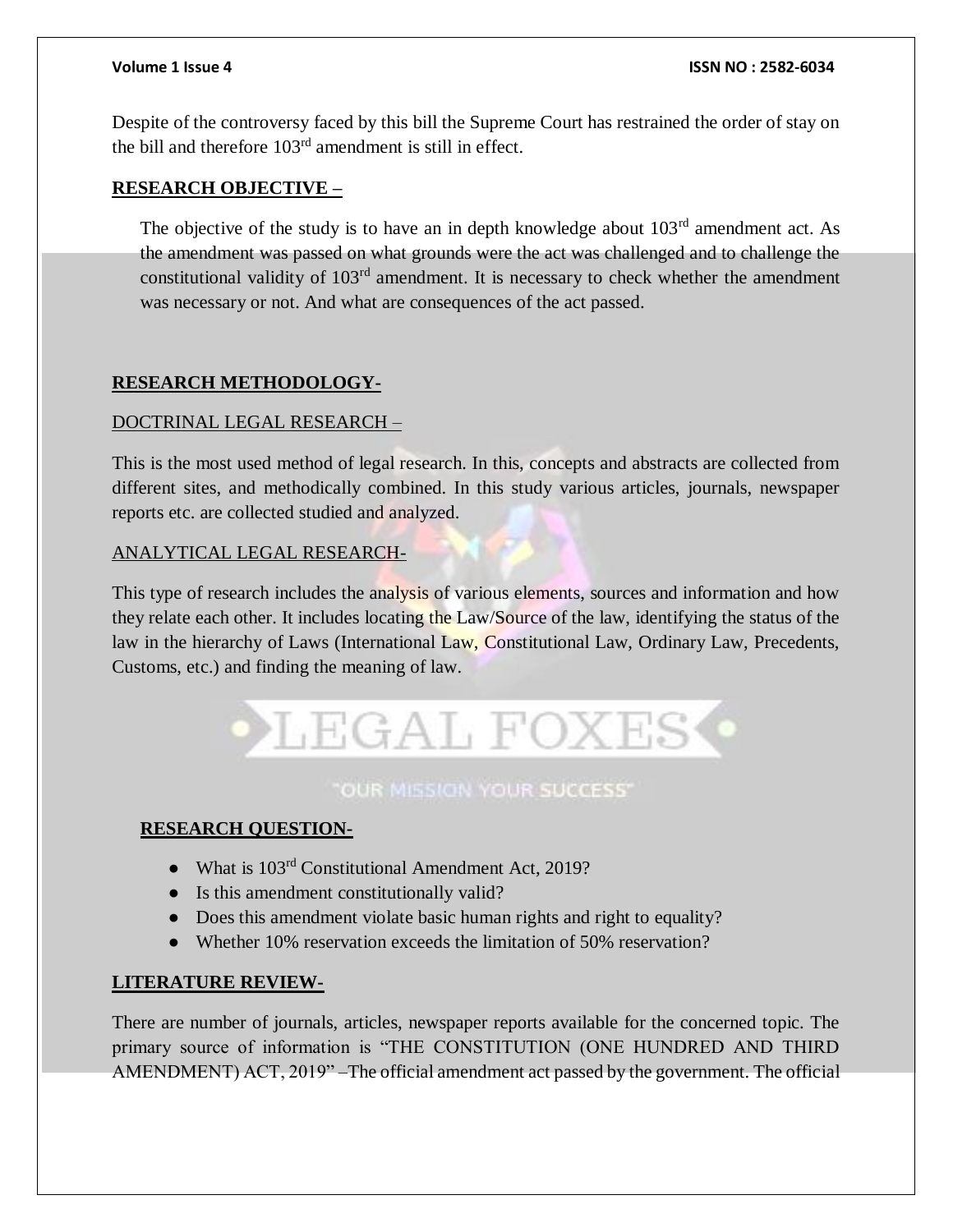Despite of the controversy faced by this bill the Supreme Court has restrained the order of stay on the bill and therefore 103rd amendment is still in effect.

## RESEARCH OBJECTIVE –

The objective of the study is to have an in depth knowledge about 103rd amendment act. As the amendment was passed on what grounds were the act was challenged and to challenge the constitutional validity of 103rd amendment. It is necessary to check whether the amendment was necessary or not. And what are consequences of the act passed.

## RESEARCH METHODOLOGY-

### DOCTRINAL LEGAL RESEARCH –

This is the most used method of legal research. In this, concepts and abstracts are collected from different sites, and methodically combined. In this study various articles, journals, newspaper reports etc. are collected studied and analyzed.

### ANALYTICAL LEGAL RESEARCH-

This type of research includes the analysis of various elements, sources and information and how they relate each other. It includes locating the Law/Source of the law, identifying the status of the law in the hierarchy of Laws (International Law, Constitutional Law, Ordinary Law, Precedents, Customs, etc.) and finding the meaning of law.

## RESEARCH QUESTION-

- What is 103rd Constitutional Amendment Act, 2019?
- Is this amendment constitutionally valid?
- Does this amendment violate basic human rights and right to equality?
- Whether 10% reservation exceeds the limitation of 50% reservation?

## LITERATURE REVIEW-

There are number of journals, articles, newspaper reports available for the concerned topic. The primary source of information is "THE CONSTITUTION (ONE HUNDRED AND THIRD AMENDMENT) ACT, 2019" –The official amendment act passed by the government. The official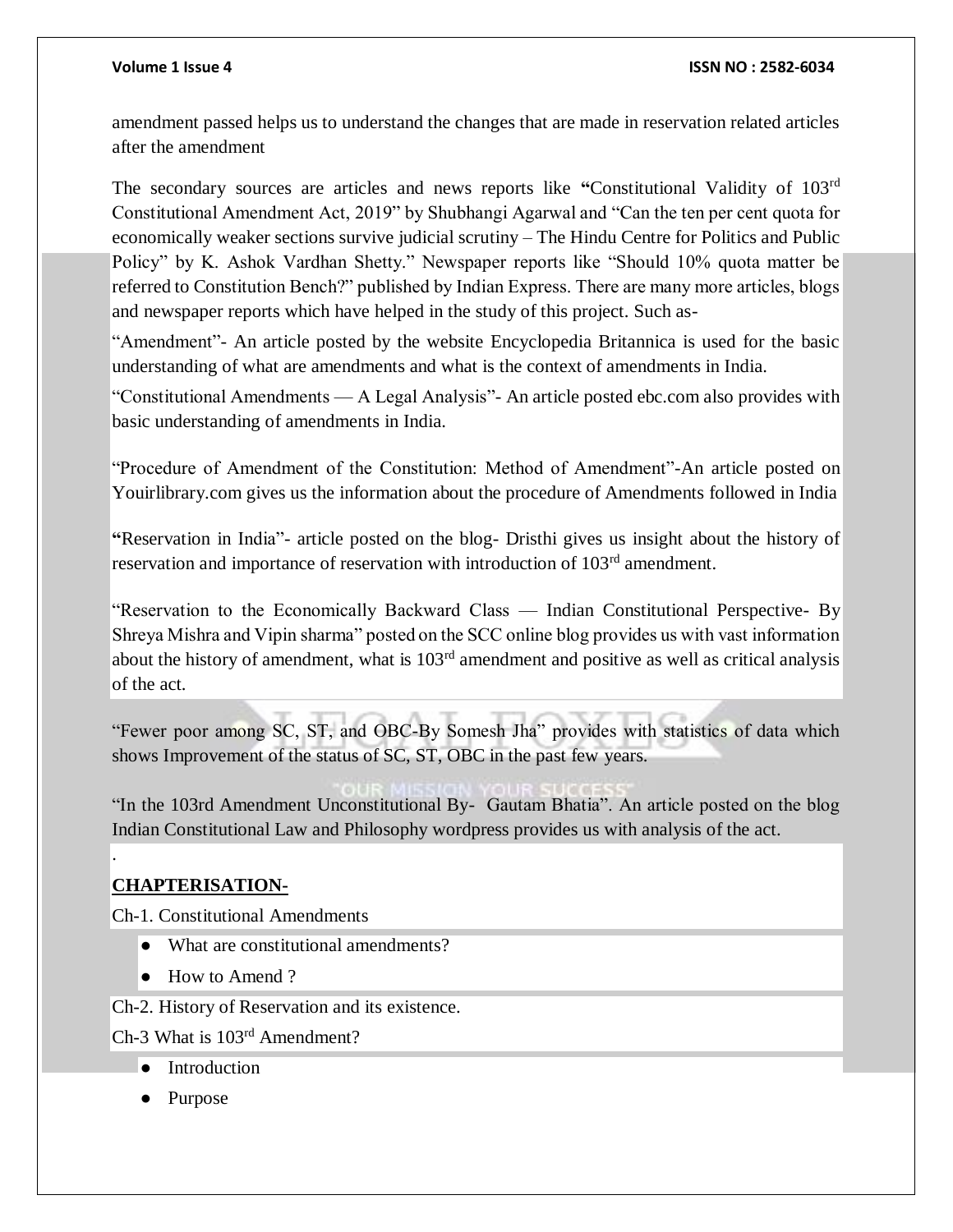amendment passed helps us to understand the changes that are made in reservation related articles after the amendment

The secondary sources are articles and news reports like **"**Constitutional Validity of 103rd Constitutional Amendment Act, 2019" by Shubhangi Agarwal and "Can the ten per cent quota for economically weaker sections survive judicial scrutiny – The Hindu Centre for Politics and Public Policy" by K. Ashok Vardhan Shetty." Newspaper reports like "Should 10% quota matter be referred to Constitution Bench?" published by Indian Express. There are many more articles, blogs and newspaper reports which have helped in the study of this project. Such as-

"Amendment"- An article posted by the website Encyclopedia Britannica is used for the basic understanding of what are amendments and what is the context of amendments in India.

"Constitutional Amendments — A Legal Analysis"- An article posted ebc.com also provides with basic understanding of amendments in India.

"Procedure of Amendment of the Constitution: Method of Amendment"-An article posted on Youirlibrary.com gives us the information about the procedure of Amendments followed in India

**"**Reservation in India"- article posted on the blog- Dristhi gives us insight about the history of reservation and importance of reservation with introduction of 103rd amendment.

"Reservation to the Economically Backward Class — Indian Constitutional Perspective- By Shreya Mishra and Vipin sharma" posted on the SCC online blog provides us with vast information about the history of amendment, what is 103rd amendment and positive as well as critical analysis of the act.

"Fewer poor among SC, ST, and OBC-By Somesh Jha" provides with statistics of data which shows Improvement of the status of SC, ST, OBC in the past few years.

"In the 103rd Amendment Unconstitutional By- Gautam Bhatia". An article posted on the blog Indian Constitutional Law and Philosophy wordpress provides us with analysis of the act.

.

**CHAPTERISATION-**

Ch-1. Constitutional Amendments

- What are constitutional amendments?
- How to Amend ?

Ch-2. History of Reservation and its existence.

Ch-3 What is 103rd Amendment?

- Introduction
- Purpose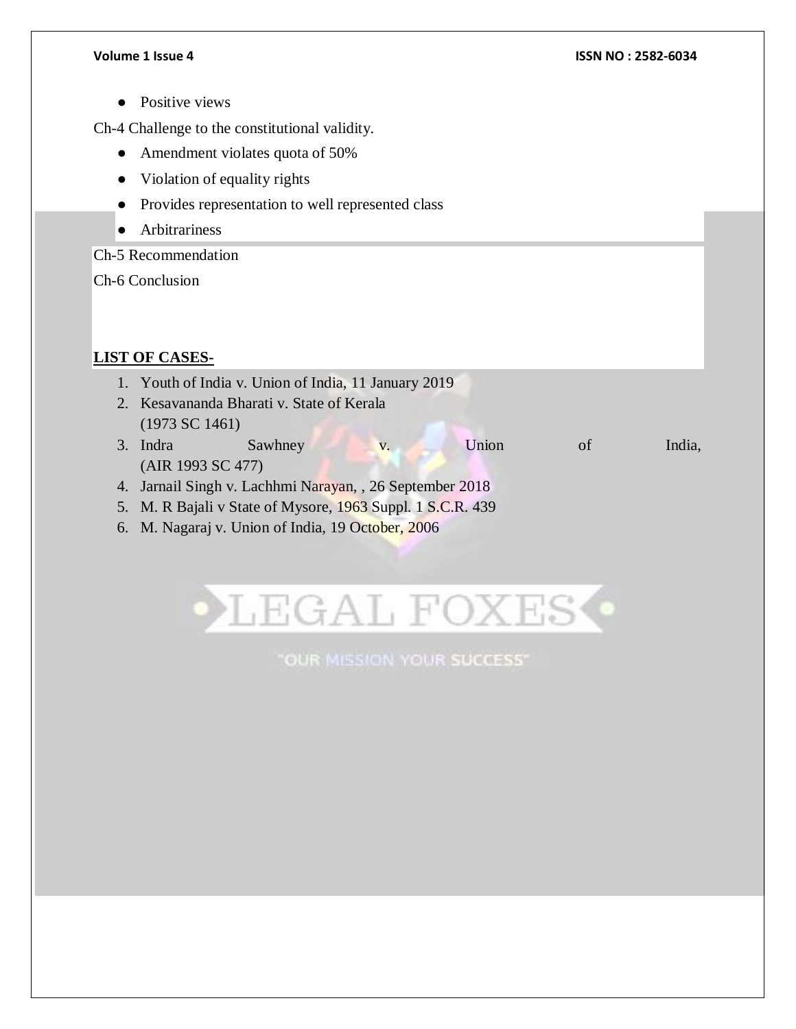- Positive views

Ch-4 Challenge to the constitutional validity.

- Amendment violates quota of 50%
- Violation of equality rights
- Provides representation to well represented class
- Arbitrariness

Ch-5 Recommendation

Ch-6 Conclusion

**LIST OF CASES-**

1. Youth of India v. Union of India, 11 January 2019
2. Kesavananda Bharati v. State of Kerala (1973 SC 1461)
3. Indra Sawhney v. Union of India, (AIR 1993 SC 477)
4. Jarnail Singh v. Lachhmi Narayan, , 26 September 2018
5. M. R Bajali v State of Mysore, 1963 Suppl. 1 S.C.R. 439
6. M. Nagaraj v. Union of India, 19 October, 2006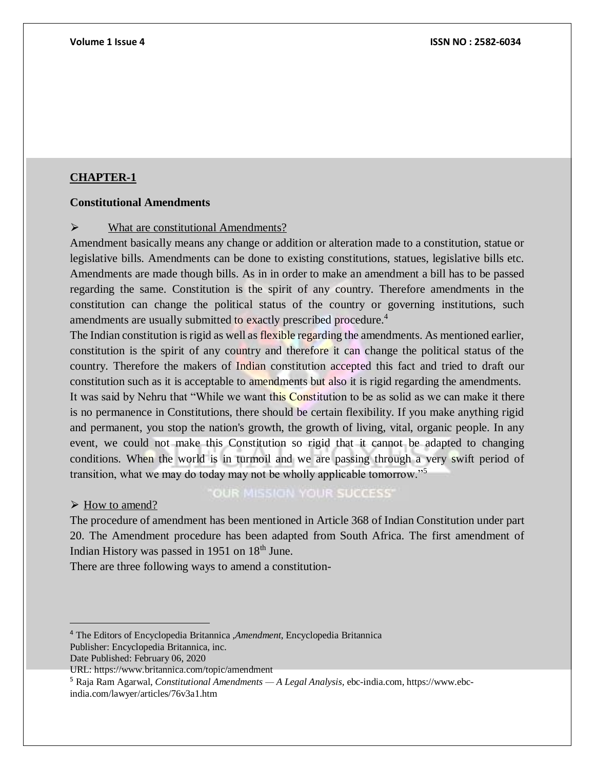## CHAPTER-1

### Constitutional Amendments

➢ What are constitutional Amendments?

Amendment basically means any change or addition or alteration made to a constitution, statue or legislative bills. Amendments can be done to existing constitutions, statues, legislative bills etc. Amendments are made though bills. As in in order to make an amendment a bill has to be passed regarding the same. Constitution is the spirit of any country. Therefore amendments in the constitution can change the political status of the country or governing institutions, such amendments are usually submitted to exactly prescribed procedure.[4]

The Indian constitution is rigid as well as flexible regarding the amendments. As mentioned earlier, constitution is the spirit of any country and therefore it can change the political status of the country. Therefore the makers of Indian constitution accepted this fact and tried to draft our constitution such as it is acceptable to amendments but also it is rigid regarding the amendments.

It was said by Nehru that "While we want this Constitution to be as solid as we can make it there is no permanence in Constitutions, there should be certain flexibility. If you make anything rigid and permanent, you stop the nation's growth, the growth of living, vital, organic people. In any event, we could not make this Constitution so rigid that it cannot be adapted to changing conditions. When the world is in turmoil and we are passing through a very swift period of transition, what we may do today may not be wholly applicable tomorrow."[5]

➢ How to amend?

The procedure of amendment has been mentioned in Article 368 of Indian Constitution under part 20. The Amendment procedure has been adapted from South Africa. The first amendment of Indian History was passed in 1951 on 18th June.

There are three following ways to amend a constitution-

---

[4] The Editors of Encyclopedia Britannica ,*Amendment*, Encyclopedia Britannica
Publisher: Encyclopedia Britannica, inc.
Date Published: February 06, 2020
URL: https://www.britannica.com/topic/amendment

[5] Raja Ram Agarwal, *Constitutional Amendments — A Legal Analysis*, ebc-india.com, https://www.ebc-india.com/lawyer/articles/76v3a1.htm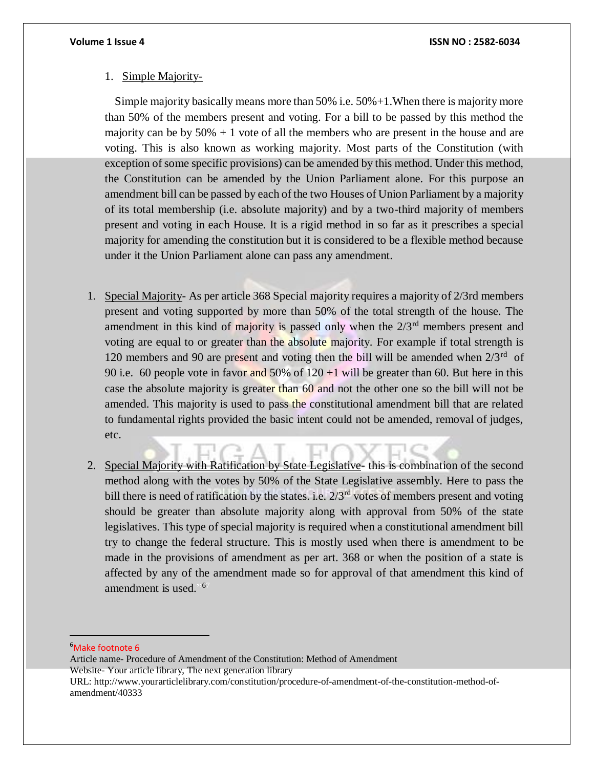1. <u>Simple Majority-</u>

Simple majority basically means more than 50% i.e. 50%+1.When there is majority more than 50% of the members present and voting. For a bill to be passed by this method the majority can be by 50% + 1 vote of all the members who are present in the house and are voting. This is also known as working majority. Most parts of the Constitution (with exception of some specific provisions) can be amended by this method. Under this method, the Constitution can be amended by the Union Parliament alone. For this purpose an amendment bill can be passed by each of the two Houses of Union Parliament by a majority of its total membership (i.e. absolute majority) and by a two-third majority of members present and voting in each House. It is a rigid method in so far as it prescribes a special majority for amending the constitution but it is considered to be a flexible method because under it the Union Parliament alone can pass any amendment.

1. <u>Special Majority</u>- As per article 368 Special majority requires a majority of 2/3rd members present and voting supported by more than 50% of the total strength of the house. The amendment in this kind of majority is passed only when the 2/3rd members present and voting are equal to or greater than the absolute majority. For example if total strength is 120 members and 90 are present and voting then the bill will be amended when 2/3rd of 90 i.e. 60 people vote in favor and 50% of 120 +1 will be greater than 60. But here in this case the absolute majority is greater than 60 and not the other one so the bill will not be amended. This majority is used to pass the constitutional amendment bill that are related to fundamental rights provided the basic intent could not be amended, removal of judges, etc.

2. <u>Special Majority with Ratification by State Legislative</u>- this is combination of the second method along with the votes by 50% of the State Legislative assembly. Here to pass the bill there is need of ratification by the states. i.e. 2/3rd votes of members present and voting should be greater than absolute majority along with approval from 50% of the state legislatives. This type of special majority is required when a constitutional amendment bill try to change the federal structure. This is mostly used when there is amendment to be made in the provisions of amendment as per art. 368 or when the position of a state is affected by any of the amendment made so for approval of that amendment this kind of amendment is used.[6]

---

[6]Make footnote 6
Article name- Procedure of Amendment of the Constitution: Method of Amendment
Website- Your article library, The next generation library
URL: http://www.yourarticlelibrary.com/constitution/procedure-of-amendment-of-the-constitution-method-of-amendment/40333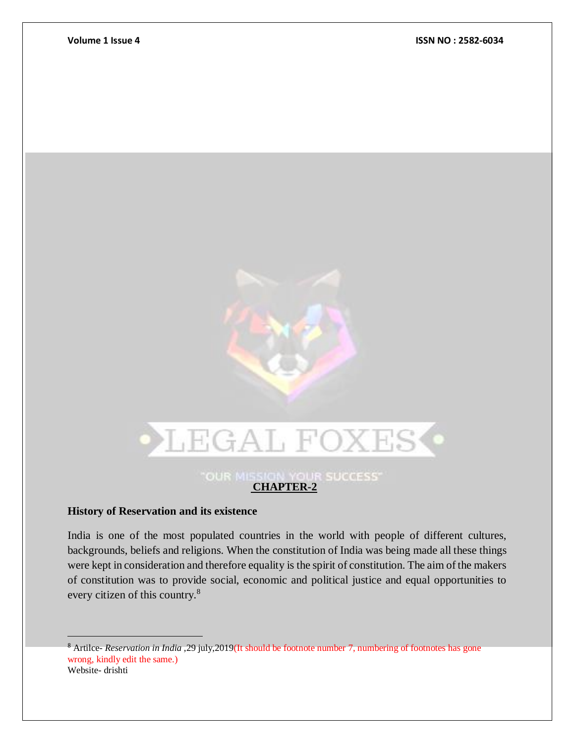**CHAPTER-2**

**History of Reservation and its existence**

India is one of the most populated countries in the world with people of different cultures, backgrounds, beliefs and religions. When the constitution of India was being made all these things were kept in consideration and therefore equality is the spirit of constitution. The aim of the makers of constitution was to provide social, economic and political justice and equal opportunities to every citizen of this country.[8]

---

[8] Artilce- *Reservation in India* ,29 july,2019(It should be footnote number 7, numbering of footnotes has gone wrong, kindly edit the same.)
Website- drishti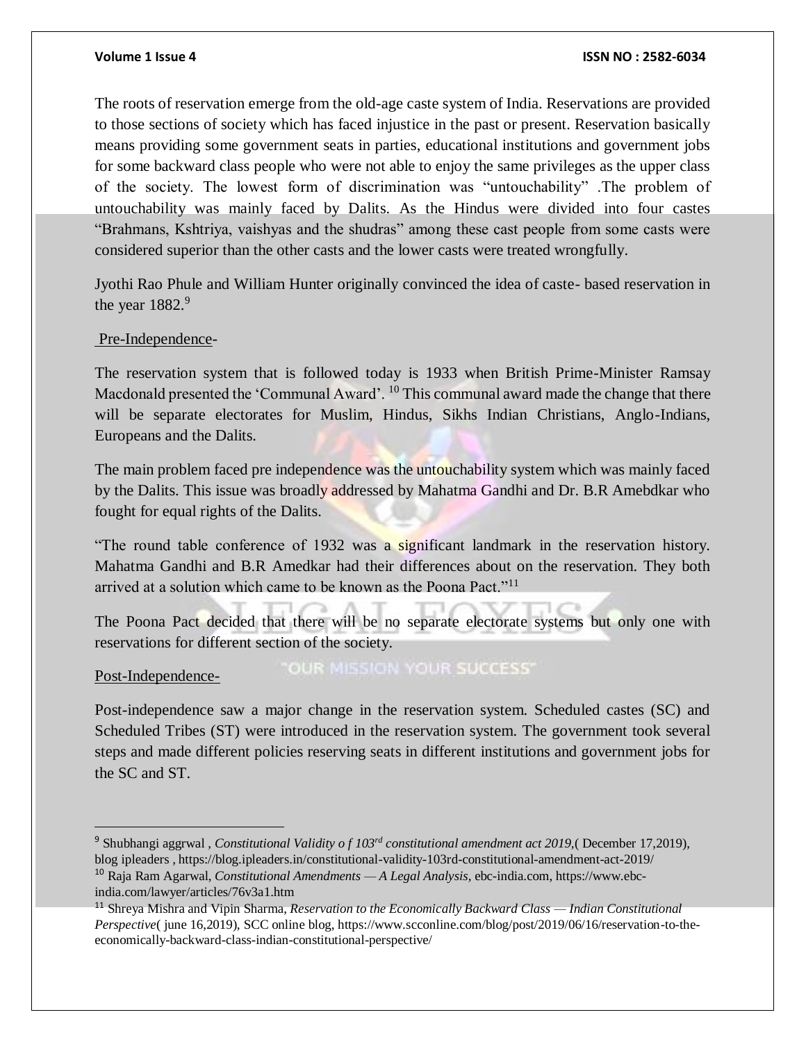The roots of reservation emerge from the old-age caste system of India. Reservations are provided to those sections of society which has faced injustice in the past or present. Reservation basically means providing some government seats in parties, educational institutions and government jobs for some backward class people who were not able to enjoy the same privileges as the upper class of the society. The lowest form of discrimination was "untouchability" .The problem of untouchability was mainly faced by Dalits. As the Hindus were divided into four castes "Brahmans, Kshtriya, vaishyas and the shudras" among these cast people from some casts were considered superior than the other casts and the lower casts were treated wrongfully.

Jyothi Rao Phule and William Hunter originally convinced the idea of caste- based reservation in the year 1882.[9]

Pre-Independence-

The reservation system that is followed today is 1933 when British Prime-Minister Ramsay Macdonald presented the 'Communal Award'. [10] This communal award made the change that there will be separate electorates for Muslim, Hindus, Sikhs Indian Christians, Anglo-Indians, Europeans and the Dalits.

The main problem faced pre independence was the untouchability system which was mainly faced by the Dalits. This issue was broadly addressed by Mahatma Gandhi and Dr. B.R Amebdkar who fought for equal rights of the Dalits.

"The round table conference of 1932 was a significant landmark in the reservation history. Mahatma Gandhi and B.R Amedkar had their differences about on the reservation. They both arrived at a solution which came to be known as the Poona Pact."[11]

The Poona Pact decided that there will be no separate electorate systems but only one with reservations for different section of the society.

Post-Independence-

Post-independence saw a major change in the reservation system. Scheduled castes (SC) and Scheduled Tribes (ST) were introduced in the reservation system. The government took several steps and made different policies reserving seats in different institutions and government jobs for the SC and ST.

---

[9] Shubhangi aggrwal , *Constitutional Validity o f 103rd constitutional amendment act 2019*,( December 17,2019), blog ipleaders , https://blog.ipleaders.in/constitutional-validity-103rd-constitutional-amendment-act-2019/

[10] Raja Ram Agarwal, *Constitutional Amendments — A Legal Analysis*, ebc-india.com, https://www.ebc-india.com/lawyer/articles/76v3a1.htm

[11] Shreya Mishra and Vipin Sharma, *Reservation to the Economically Backward Class — Indian Constitutional Perspective*( june 16,2019), SCC online blog, https://www.scconline.com/blog/post/2019/06/16/reservation-to-the-economically-backward-class-indian-constitutional-perspective/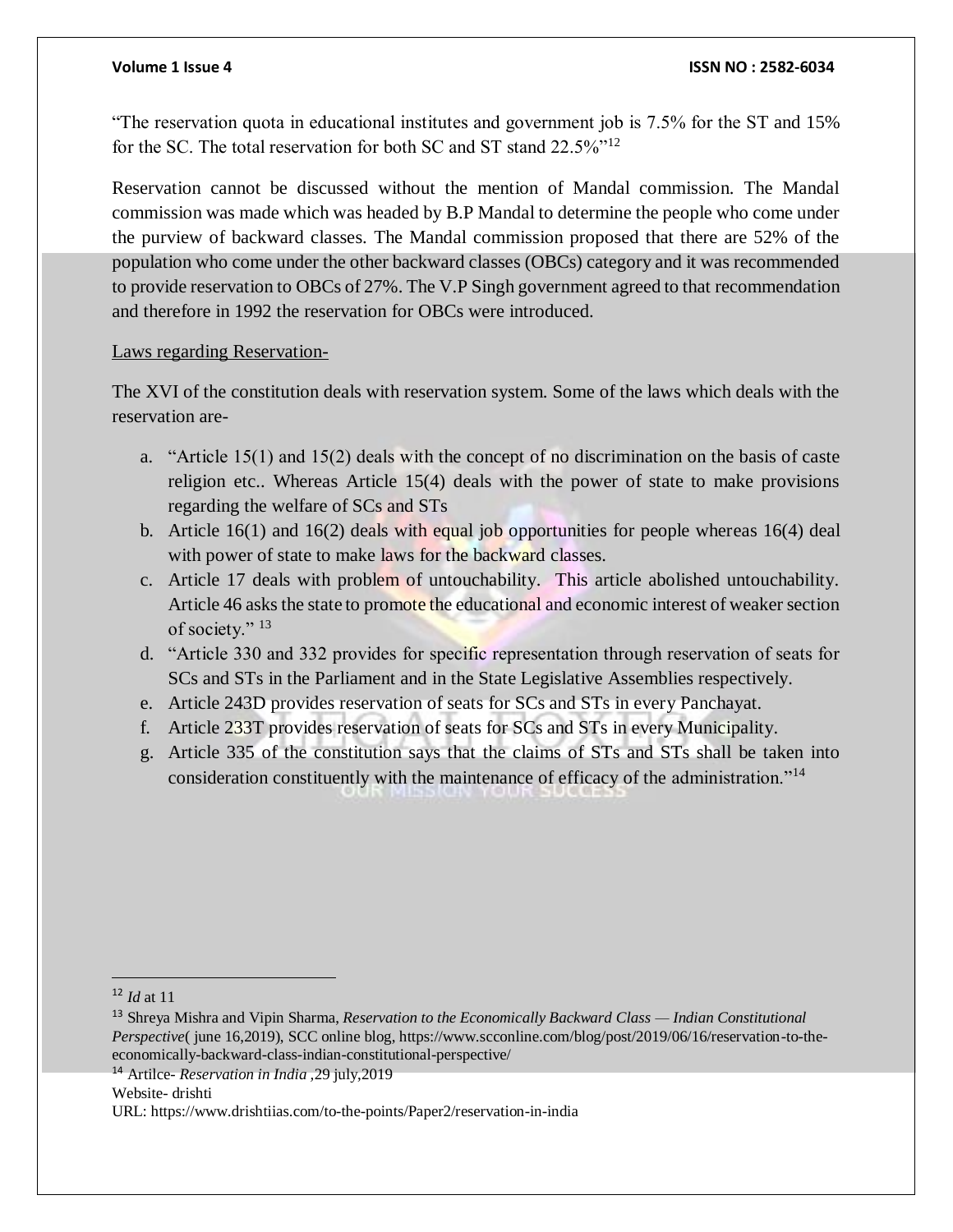“The reservation quota in educational institutes and government job is 7.5% for the ST and 15% for the SC. The total reservation for both SC and ST stand 22.5%”[12]

Reservation cannot be discussed without the mention of Mandal commission. The Mandal commission was made which was headed by B.P Mandal to determine the people who come under the purview of backward classes. The Mandal commission proposed that there are 52% of the population who come under the other backward classes (OBCs) category and it was recommended to provide reservation to OBCs of 27%. The V.P Singh government agreed to that recommendation and therefore in 1992 the reservation for OBCs were introduced.

<u>Laws regarding Reservation-</u>

The XVI of the constitution deals with reservation system. Some of the laws which deals with the reservation are-

a. “Article 15(1) and 15(2) deals with the concept of no discrimination on the basis of caste religion etc.. Whereas Article 15(4) deals with the power of state to make provisions regarding the welfare of SCs and STs
b. Article 16(1) and 16(2) deals with equal job opportunities for people whereas 16(4) deal with power of state to make laws for the backward classes.
c. Article 17 deals with problem of untouchability. This article abolished untouchability. Article 46 asks the state to promote the educational and economic interest of weaker section of society.” [13]
d. “Article 330 and 332 provides for specific representation through reservation of seats for SCs and STs in the Parliament and in the State Legislative Assemblies respectively.
e. Article 243D provides reservation of seats for SCs and STs in every Panchayat.
f. Article 233T provides reservation of seats for SCs and STs in every Municipality.
g. Article 335 of the constitution says that the claims of STs and STs shall be taken into consideration constituently with the maintenance of efficacy of the administration.”[14]

---

[12] *Id* at 11

[13] Shreya Mishra and Vipin Sharma, *Reservation to the Economically Backward Class — Indian Constitutional Perspective*( june 16,2019), SCC online blog, https://www.scconline.com/blog/post/2019/06/16/reservation-to-the-economically-backward-class-indian-constitutional-perspective/

[14] Artilce- *Reservation in India* ,29 july,2019
Website- drishti
URL: https://www.drishtiias.com/to-the-points/Paper2/reservation-in-india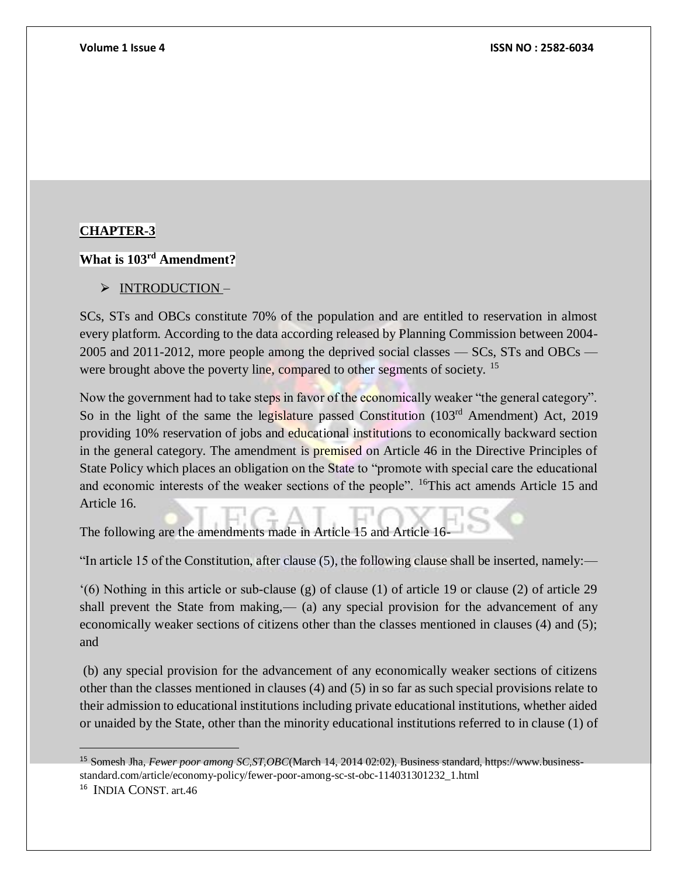## CHAPTER-3

### What is 103rd Amendment?

- INTRODUCTION –

SCs, STs and OBCs constitute 70% of the population and are entitled to reservation in almost every platform. According to the data according released by Planning Commission between 2004-2005 and 2011-2012, more people among the deprived social classes — SCs, STs and OBCs — were brought above the poverty line, compared to other segments of society. [15]

Now the government had to take steps in favor of the economically weaker "the general category". So in the light of the same the legislature passed Constitution (103rd Amendment) Act, 2019 providing 10% reservation of jobs and educational institutions to economically backward section in the general category. The amendment is premised on Article 46 in the Directive Principles of State Policy which places an obligation on the State to "promote with special care the educational and economic interests of the weaker sections of the people". [16]This act amends Article 15 and Article 16.

The following are the amendments made in Article 15 and Article 16-

"In article 15 of the Constitution, after clause (5), the following clause shall be inserted, namely:—

'(6) Nothing in this article or sub-clause (g) of clause (1) of article 19 or clause (2) of article 29 shall prevent the State from making,— (a) any special provision for the advancement of any economically weaker sections of citizens other than the classes mentioned in clauses (4) and (5); and

(b) any special provision for the advancement of any economically weaker sections of citizens other than the classes mentioned in clauses (4) and (5) in so far as such special provisions relate to their admission to educational institutions including private educational institutions, whether aided or unaided by the State, other than the minority educational institutions referred to in clause (1) of

---

[15] Somesh Jha, *Fewer poor among SC,ST,OBC*(March 14, 2014 02:02), Business standard, https://www.business-standard.com/article/economy-policy/fewer-poor-among-sc-st-obc-114031301232_1.html

[16] INDIA CONST. art.46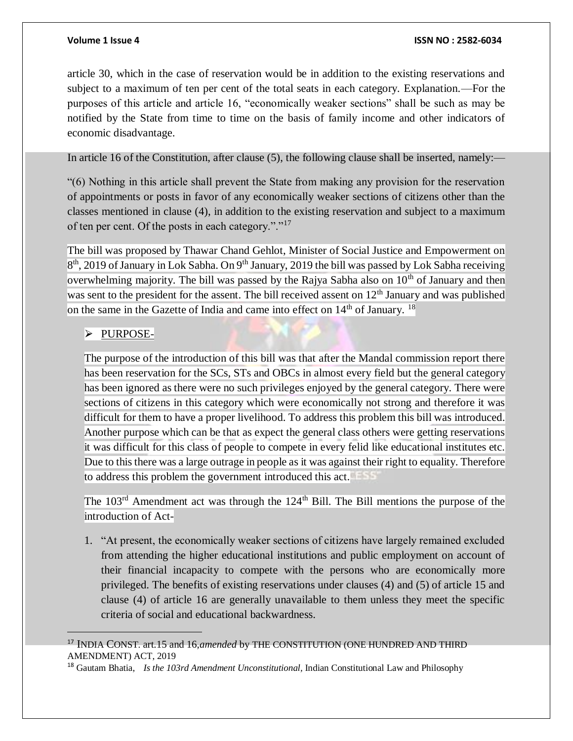article 30, which in the case of reservation would be in addition to the existing reservations and subject to a maximum of ten per cent of the total seats in each category. Explanation.—For the purposes of this article and article 16, "economically weaker sections" shall be such as may be notified by the State from time to time on the basis of family income and other indicators of economic disadvantage.

In article 16 of the Constitution, after clause (5), the following clause shall be inserted, namely:—

"(6) Nothing in this article shall prevent the State from making any provision for the reservation of appointments or posts in favor of any economically weaker sections of citizens other than the classes mentioned in clause (4), in addition to the existing reservation and subject to a maximum of ten per cent. Of the posts in each category."."[17]

The bill was proposed by Thawar Chand Gehlot, Minister of Social Justice and Empowerment on 8th, 2019 of January in Lok Sabha. On 9th January, 2019 the bill was passed by Lok Sabha receiving overwhelming majority. The bill was passed by the Rajya Sabha also on 10th of January and then was sent to the president for the assent. The bill received assent on 12th January and was published on the same in the Gazette of India and came into effect on 14th of January. [18]

- PURPOSE-

The purpose of the introduction of this bill was that after the Mandal commission report there has been reservation for the SCs, STs and OBCs in almost every field but the general category has been ignored as there were no such privileges enjoyed by the general category. There were sections of citizens in this category which were economically not strong and therefore it was difficult for them to have a proper livelihood. To address this problem this bill was introduced. Another purpose which can be that as expect the general class others were getting reservations it was difficult for this class of people to compete in every felid like educational institutes etc. Due to this there was a large outrage in people as it was against their right to equality. Therefore to address this problem the government introduced this act.

The 103rd Amendment act was through the 124th Bill. The Bill mentions the purpose of the introduction of Act-

1. "At present, the economically weaker sections of citizens have largely remained excluded from attending the higher educational institutions and public employment on account of their financial incapacity to compete with the persons who are economically more privileged. The benefits of existing reservations under clauses (4) and (5) of article 15 and clause (4) of article 16 are generally unavailable to them unless they meet the specific criteria of social and educational backwardness.

---

[17] INDIA CONST. art.15 and 16,*amended* by THE CONSTITUTION (ONE HUNDRED AND THIRD AMENDMENT) ACT, 2019

[18] Gautam Bhatia, *Is the 103rd Amendment Unconstitutional,* Indian Constitutional Law and Philosophy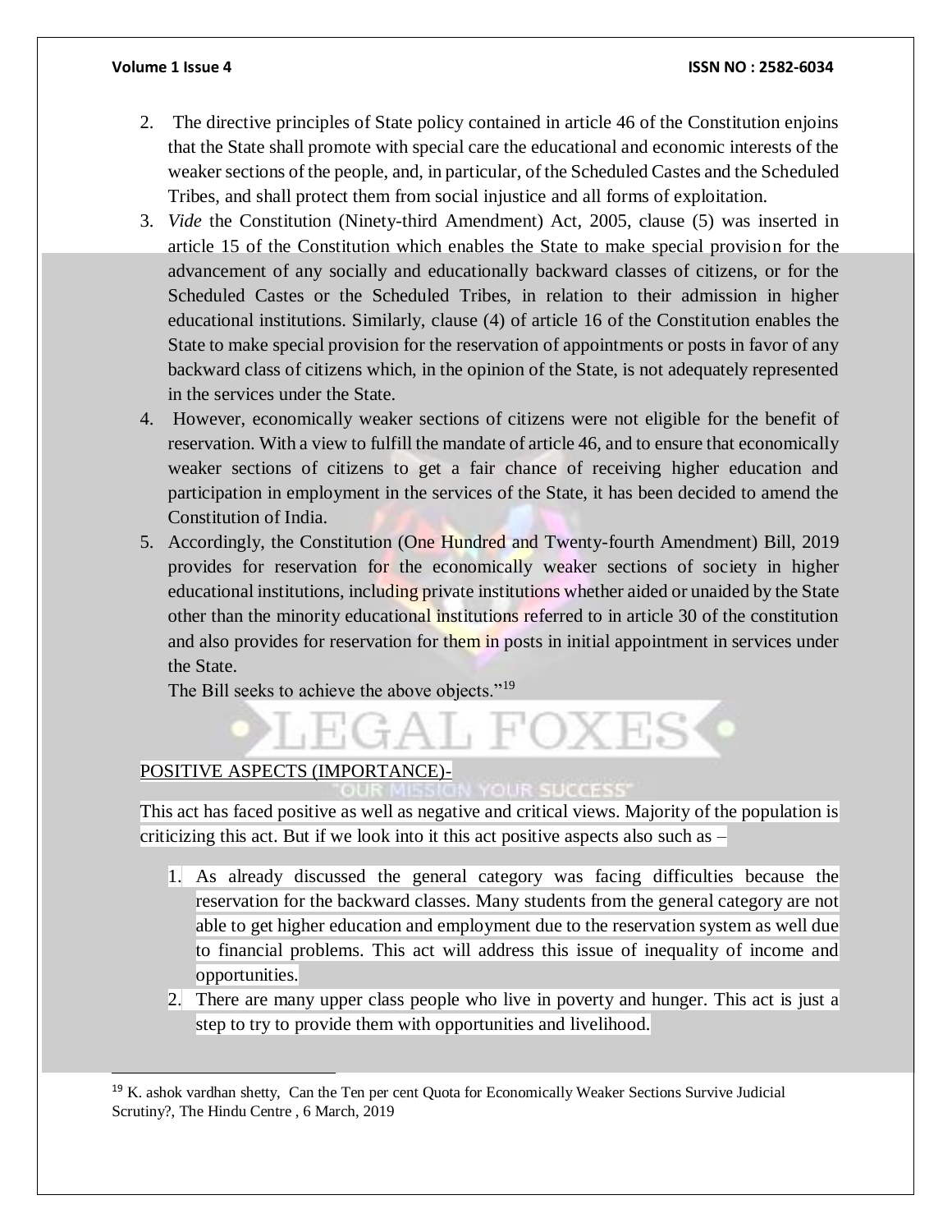2. The directive principles of State policy contained in article 46 of the Constitution enjoins that the State shall promote with special care the educational and economic interests of the weaker sections of the people, and, in particular, of the Scheduled Castes and the Scheduled Tribes, and shall protect them from social injustice and all forms of exploitation.
3. *Vide* the Constitution (Ninety-third Amendment) Act, 2005, clause (5) was inserted in article 15 of the Constitution which enables the State to make special provision for the advancement of any socially and educationally backward classes of citizens, or for the Scheduled Castes or the Scheduled Tribes, in relation to their admission in higher educational institutions. Similarly, clause (4) of article 16 of the Constitution enables the State to make special provision for the reservation of appointments or posts in favor of any backward class of citizens which, in the opinion of the State, is not adequately represented in the services under the State.
4. However, economically weaker sections of citizens were not eligible for the benefit of reservation. With a view to fulfill the mandate of article 46, and to ensure that economically weaker sections of citizens to get a fair chance of receiving higher education and participation in employment in the services of the State, it has been decided to amend the Constitution of India.
5. Accordingly, the Constitution (One Hundred and Twenty-fourth Amendment) Bill, 2019 provides for reservation for the economically weaker sections of society in higher educational institutions, including private institutions whether aided or unaided by the State other than the minority educational institutions referred to in article 30 of the constitution and also provides for reservation for them in posts in initial appointment in services under the State.

   The Bill seeks to achieve the above objects."[19]

POSITIVE ASPECTS (IMPORTANCE)-

This act has faced positive as well as negative and critical views. Majority of the population is criticizing this act. But if we look into it this act positive aspects also such as –

1. As already discussed the general category was facing difficulties because the reservation for the backward classes. Many students from the general category are not able to get higher education and employment due to the reservation system as well due to financial problems. This act will address this issue of inequality of income and opportunities.
2. There are many upper class people who live in poverty and hunger. This act is just a step to try to provide them with opportunities and livelihood.

---

[19] K. ashok vardhan shetty, Can the Ten per cent Quota for Economically Weaker Sections Survive Judicial Scrutiny?, The Hindu Centre , 6 March, 2019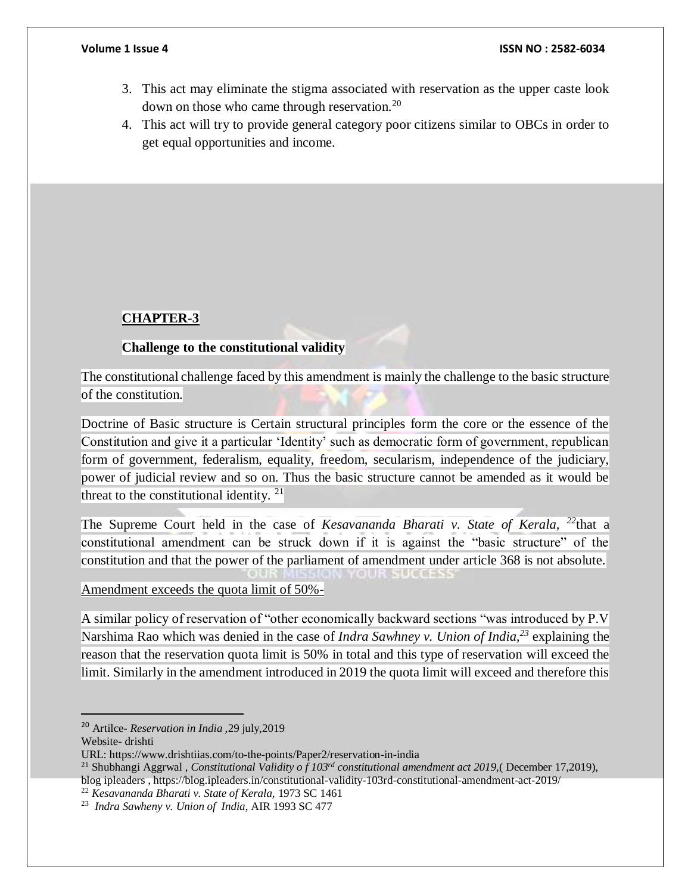3. This act may eliminate the stigma associated with reservation as the upper caste look down on those who came through reservation.[20]
4. This act will try to provide general category poor citizens similar to OBCs in order to get equal opportunities and income.

## CHAPTER-3

### Challenge to the constitutional validity

The constitutional challenge faced by this amendment is mainly the challenge to the basic structure of the constitution.

Doctrine of Basic structure is Certain structural principles form the core or the essence of the Constitution and give it a particular 'Identity' such as democratic form of government, republican form of government, federalism, equality, freedom, secularism, independence of the judiciary, power of judicial review and so on. Thus the basic structure cannot be amended as it would be threat to the constitutional identity. [21]

The Supreme Court held in the case of *Kesavananda Bharati v. State of Kerala,* [22]that a constitutional amendment can be struck down if it is against the "basic structure" of the constitution and that the power of the parliament of amendment under article 368 is not absolute.

Amendment exceeds the quota limit of 50%-

A similar policy of reservation of "other economically backward sections "was introduced by P.V Narshima Rao which was denied in the case of *Indra Sawhney v. Union of India,*[23] explaining the reason that the reservation quota limit is 50% in total and this type of reservation will exceed the limit. Similarly in the amendment introduced in 2019 the quota limit will exceed and therefore this

---

[20] Artilce- *Reservation in India* ,29 july,2019
Website- drishti
URL: https://www.drishtiias.com/to-the-points/Paper2/reservation-in-india

[21] Shubhangi Aggrwal , *Constitutional Validity o f 103rd constitutional amendment act 2019,*( December 17,2019), blog ipleaders , https://blog.ipleaders.in/constitutional-validity-103rd-constitutional-amendment-act-2019/

[22] *Kesavananda Bharati v. State of Kerala,* 1973 SC 1461

[23] *Indra Sawheny v. Union of India*, AIR 1993 SC 477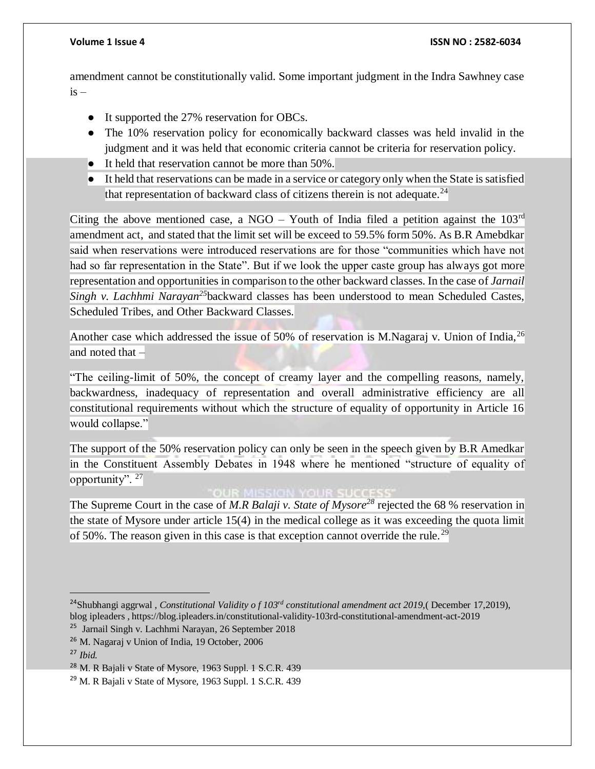amendment cannot be constitutionally valid. Some important judgment in the Indra Sawhney case is –

- It supported the 27% reservation for OBCs.
- The 10% reservation policy for economically backward classes was held invalid in the judgment and it was held that economic criteria cannot be criteria for reservation policy.
- It held that reservation cannot be more than 50%.
- It held that reservations can be made in a service or category only when the State is satisfied that representation of backward class of citizens therein is not adequate.[24]

Citing the above mentioned case, a NGO – Youth of India filed a petition against the 103rd amendment act, and stated that the limit set will be exceed to 59.5% form 50%. As B.R Amebdkar said when reservations were introduced reservations are for those "communities which have not had so far representation in the State". But if we look the upper caste group has always got more representation and opportunities in comparison to the other backward classes. In the case of *Jarnail Singh v. Lachhmi Narayan*[25]backward classes has been understood to mean Scheduled Castes, Scheduled Tribes, and Other Backward Classes.

Another case which addressed the issue of 50% of reservation is M.Nagaraj v. Union of India,[26] and noted that –

"The ceiling-limit of 50%, the concept of creamy layer and the compelling reasons, namely, backwardness, inadequacy of representation and overall administrative efficiency are all constitutional requirements without which the structure of equality of opportunity in Article 16 would collapse."

The support of the 50% reservation policy can only be seen in the speech given by B.R Amedkar in the Constituent Assembly Debates in 1948 where he mentioned "structure of equality of opportunity". [27]

The Supreme Court in the case of *M.R Balaji v. State of Mysore*[28] rejected the 68 % reservation in the state of Mysore under article 15(4) in the medical college as it was exceeding the quota limit of 50%. The reason given in this case is that exception cannot override the rule.[29]

---

[24] Shubhangi aggrwal , *Constitutional Validity o f 103rd constitutional amendment act 2019*,( December 17,2019), blog ipleaders , https://blog.ipleaders.in/constitutional-validity-103rd-constitutional-amendment-act-2019

[25] Jarnail Singh v. Lachhmi Narayan, 26 September 2018

[26] M. Nagaraj v Union of India, 19 October, 2006

[27] *Ibid.*

[28] M. R Bajali v State of Mysore, 1963 Suppl. 1 S.C.R. 439

[29] M. R Bajali v State of Mysore, 1963 Suppl. 1 S.C.R. 439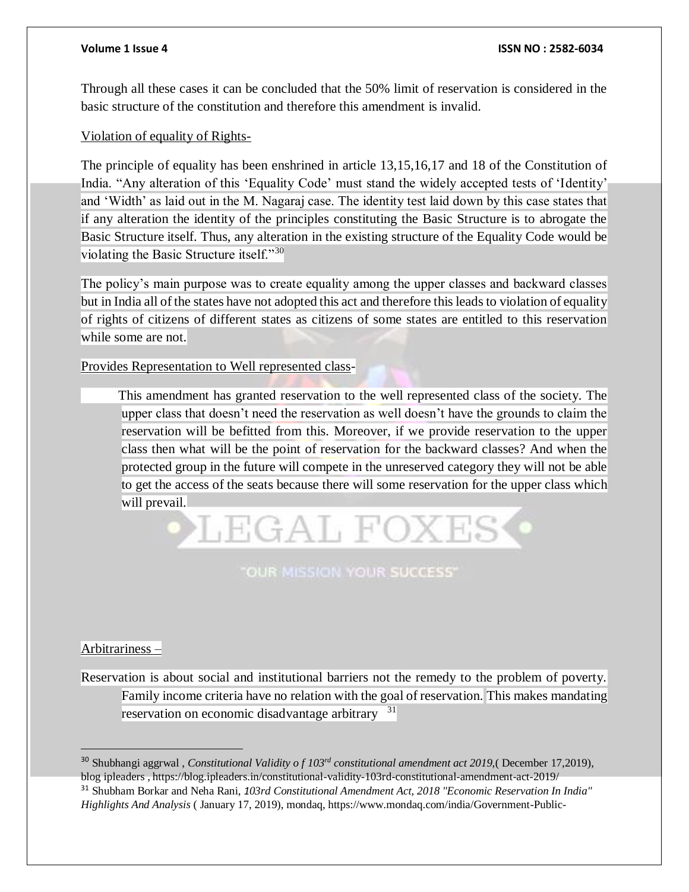Through all these cases it can be concluded that the 50% limit of reservation is considered in the basic structure of the constitution and therefore this amendment is invalid.

Violation of equality of Rights-

The principle of equality has been enshrined in article 13,15,16,17 and 18 of the Constitution of India. "Any alteration of this 'Equality Code' must stand the widely accepted tests of 'Identity' and 'Width' as laid out in the M. Nagaraj case. The identity test laid down by this case states that if any alteration the identity of the principles constituting the Basic Structure is to abrogate the Basic Structure itself. Thus, any alteration in the existing structure of the Equality Code would be violating the Basic Structure itself."[30]

The policy's main purpose was to create equality among the upper classes and backward classes but in India all of the states have not adopted this act and therefore this leads to violation of equality of rights of citizens of different states as citizens of some states are entitled to this reservation while some are not.

Provides Representation to Well represented class-

This amendment has granted reservation to the well represented class of the society. The upper class that doesn't need the reservation as well doesn't have the grounds to claim the reservation will be befitted from this. Moreover, if we provide reservation to the upper class then what will be the point of reservation for the backward classes? And when the protected group in the future will compete in the unreserved category they will not be able to get the access of the seats because there will some reservation for the upper class which will prevail.

Arbitrariness –

Reservation is about social and institutional barriers not the remedy to the problem of poverty. Family income criteria have no relation with the goal of reservation. This makes mandating reservation on economic disadvantage arbitrary [31]

---

[30] Shubhangi aggrwal , *Constitutional Validity o f 103rd constitutional amendment act 2019*,( December 17,2019), blog ipleaders , https://blog.ipleaders.in/constitutional-validity-103rd-constitutional-amendment-act-2019/

[31] Shubham Borkar and Neha Rani, *103rd Constitutional Amendment Act, 2018 "Economic Reservation In India" Highlights And Analysis* ( January 17, 2019), mondaq, https://www.mondaq.com/india/Government-Public-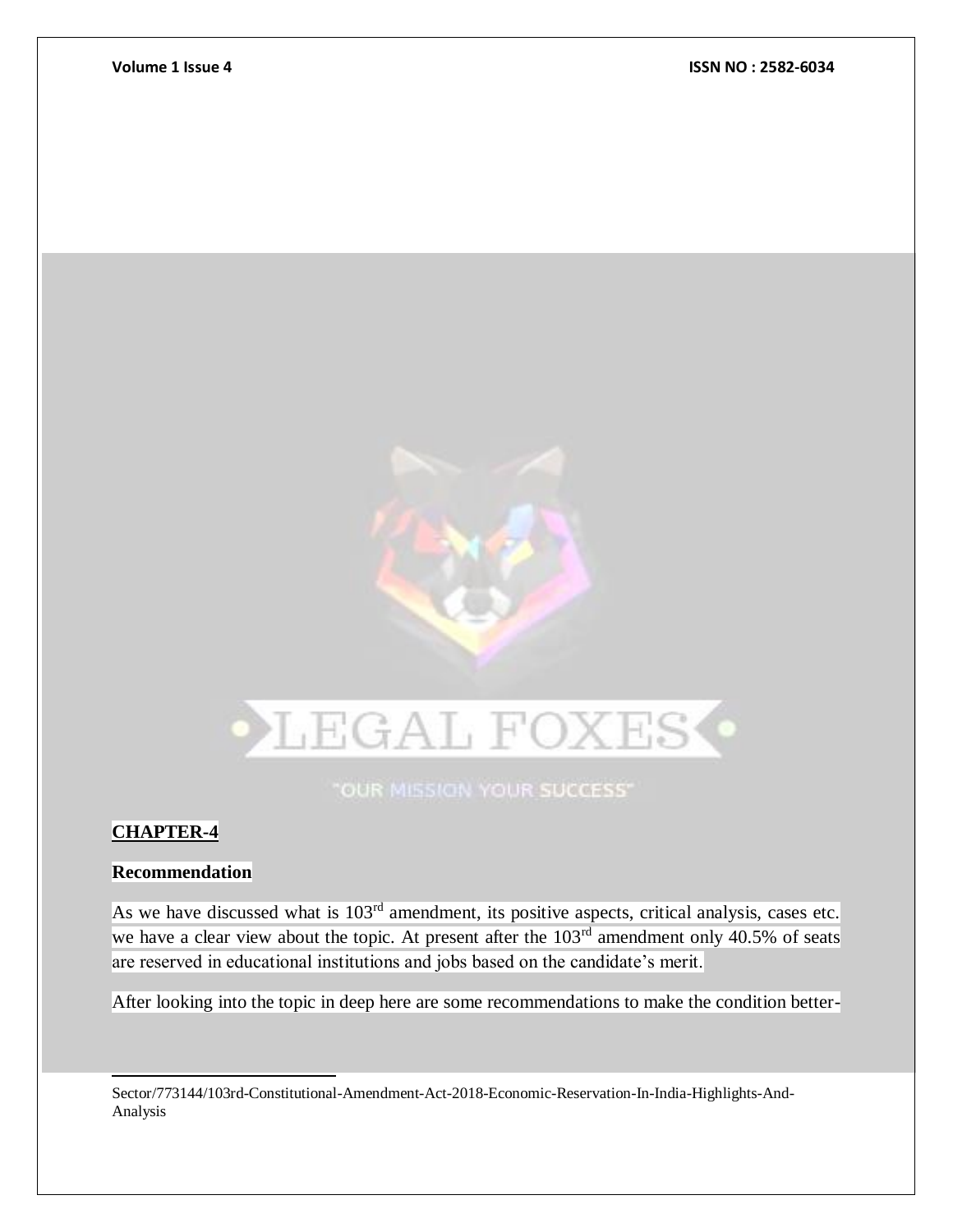## CHAPTER-4

### Recommendation

As we have discussed what is 103rd amendment, its positive aspects, critical analysis, cases etc. we have a clear view about the topic. At present after the 103rd amendment only 40.5% of seats are reserved in educational institutions and jobs based on the candidate's merit.

After looking into the topic in deep here are some recommendations to make the condition better-

---

Sector/773144/103rd-Constitutional-Amendment-Act-2018-Economic-Reservation-In-India-Highlights-And-Analysis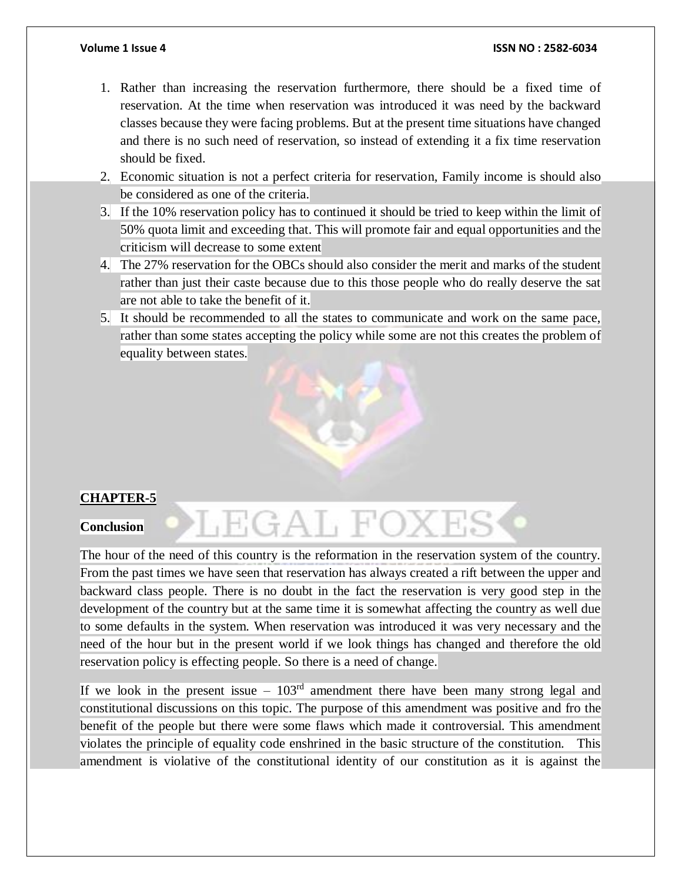1. Rather than increasing the reservation furthermore, there should be a fixed time of reservation. At the time when reservation was introduced it was need by the backward classes because they were facing problems. But at the present time situations have changed and there is no such need of reservation, so instead of extending it a fix time reservation should be fixed.
2. Economic situation is not a perfect criteria for reservation, Family income is should also be considered as one of the criteria.
3. If the 10% reservation policy has to continued it should be tried to keep within the limit of 50% quota limit and exceeding that. This will promote fair and equal opportunities and the criticism will decrease to some extent
4. The 27% reservation for the OBCs should also consider the merit and marks of the student rather than just their caste because due to this those people who do really deserve the sat are not able to take the benefit of it.
5. It should be recommended to all the states to communicate and work on the same pace, rather than some states accepting the policy while some are not this creates the problem of equality between states.

## CHAPTER-5

### Conclusion

The hour of the need of this country is the reformation in the reservation system of the country. From the past times we have seen that reservation has always created a rift between the upper and backward class people. There is no doubt in the fact the reservation is very good step in the development of the country but at the same time it is somewhat affecting the country as well due to some defaults in the system. When reservation was introduced it was very necessary and the need of the hour but in the present world if we look things has changed and therefore the old reservation policy is effecting people. So there is a need of change.

If we look in the present issue – 103rd amendment there have been many strong legal and constitutional discussions on this topic. The purpose of this amendment was positive and fro the benefit of the people but there were some flaws which made it controversial. This amendment violates the principle of equality code enshrined in the basic structure of the constitution. This amendment is violative of the constitutional identity of our constitution as it is against the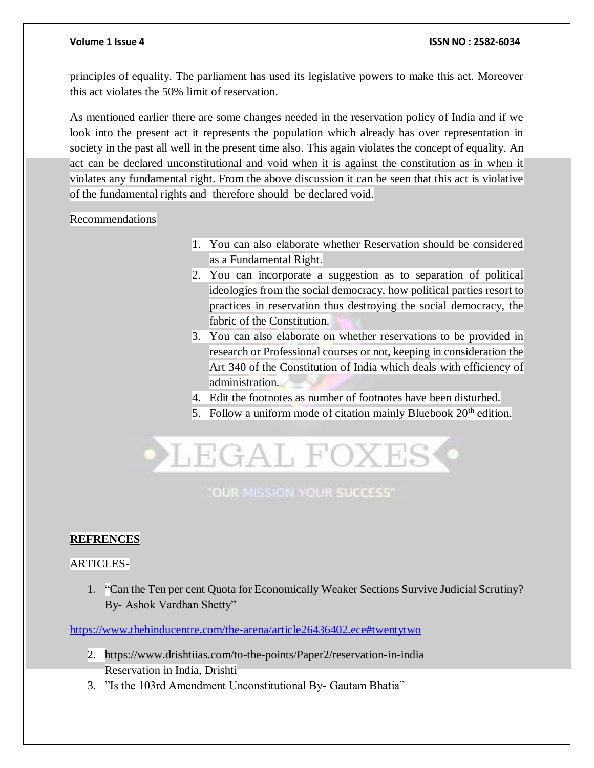principles of equality. The parliament has used its legislative powers to make this act. Moreover this act violates the 50% limit of reservation.

As mentioned earlier there are some changes needed in the reservation policy of India and if we look into the present act it represents the population which already has over representation in society in the past all well in the present time also. This again violates the concept of equality. An act can be declared unconstitutional and void when it is against the constitution as in when it violates any fundamental right. From the above discussion it can be seen that this act is violative of the fundamental rights and therefore should be declared void.

Recommendations

1. You can also elaborate whether Reservation should be considered as a Fundamental Right.
2. You can incorporate a suggestion as to separation of political ideologies from the social democracy, how political parties resort to practices in reservation thus destroying the social democracy, the fabric of the Constitution.
3. You can also elaborate on whether reservations to be provided in research or Professional courses or not, keeping in consideration the Art 340 of the Constitution of India which deals with efficiency of administration.
4. Edit the footnotes as number of footnotes have been disturbed.
5. Follow a uniform mode of citation mainly Bluebook 20th edition.

**REFRENCES**

ARTICLES-

1. "Can the Ten per cent Quota for Economically Weaker Sections Survive Judicial Scrutiny? By- Ashok Vardhan Shetty"

https://www.thehinducentre.com/the-arena/article26436402.ece#twentytwo

2. https://www.drishtiias.com/to-the-points/Paper2/reservation-in-india
   Reservation in India, Drishti
3. "Is the 103rd Amendment Unconstitutional By- Gautam Bhatia"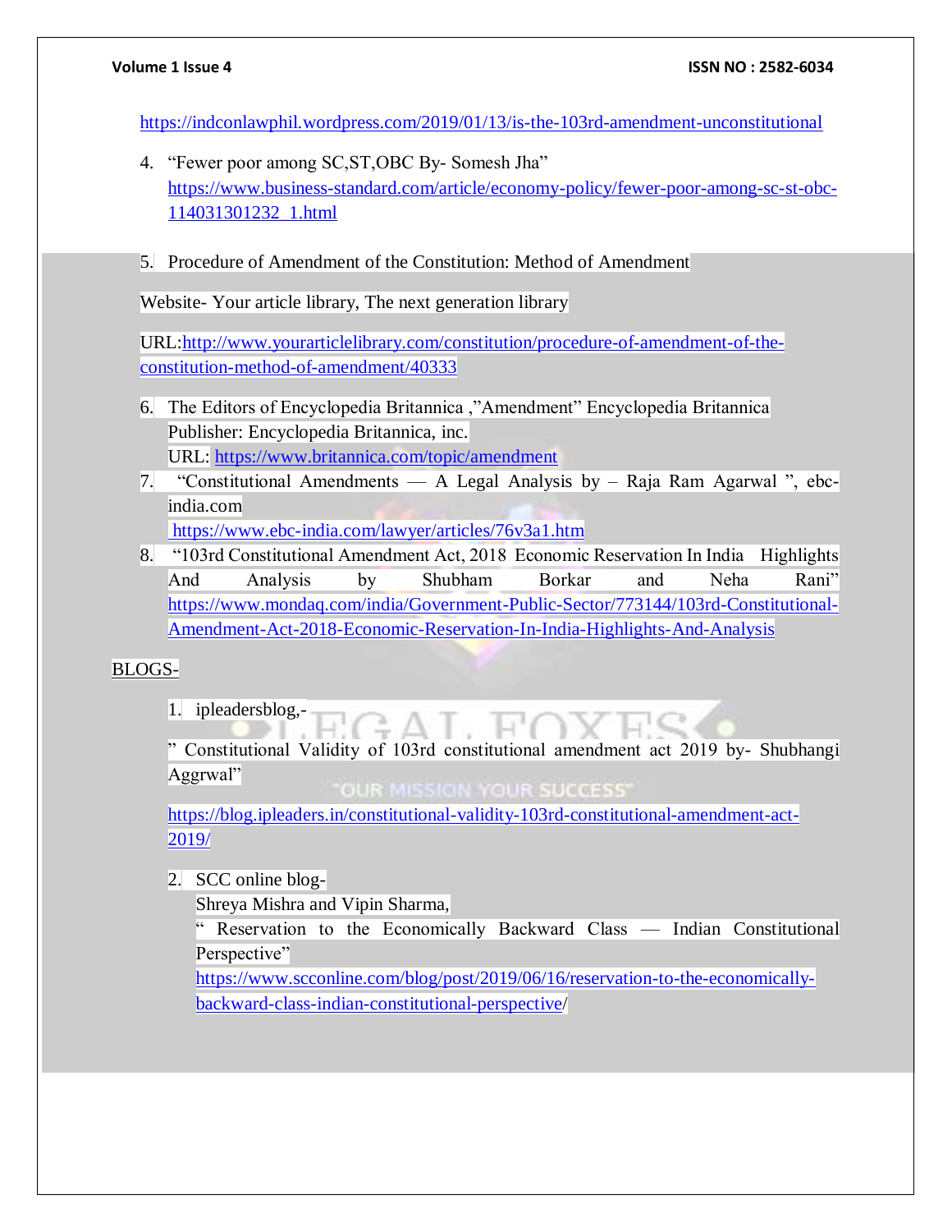https://indconlawphil.wordpress.com/2019/01/13/is-the-103rd-amendment-unconstitutional

4. "Fewer poor among SC,ST,OBC By- Somesh Jha" https://www.business-standard.com/article/economy-policy/fewer-poor-among-sc-st-obc-114031301232_1.html

5. Procedure of Amendment of the Constitution: Method of Amendment

   Website- Your article library, The next generation library

   URL:http://www.yourarticlelibrary.com/constitution/procedure-of-amendment-of-the-constitution-method-of-amendment/40333

6. The Editors of Encyclopedia Britannica ,"Amendment" Encyclopedia Britannica
   Publisher: Encyclopedia Britannica, inc.
   URL: https://www.britannica.com/topic/amendment
7. "Constitutional Amendments — A Legal Analysis by – Raja Ram Agarwal ", ebc-india.com
   https://www.ebc-india.com/lawyer/articles/76v3a1.htm
8. "103rd Constitutional Amendment Act, 2018 Economic Reservation In India Highlights And Analysis by Shubham Borkar and Neha Rani" https://www.mondaq.com/india/Government-Public-Sector/773144/103rd-Constitutional-Amendment-Act-2018-Economic-Reservation-In-India-Highlights-And-Analysis

BLOGS-

1. ipleadersblog,-

   " Constitutional Validity of 103rd constitutional amendment act 2019 by- Shubhangi Aggrwal"

   https://blog.ipleaders.in/constitutional-validity-103rd-constitutional-amendment-act-2019/

2. SCC online blog-
   Shreya Mishra and Vipin Sharma,
   " Reservation to the Economically Backward Class — Indian Constitutional Perspective"
   https://www.scconline.com/blog/post/2019/06/16/reservation-to-the-economically-backward-class-indian-constitutional-perspective/